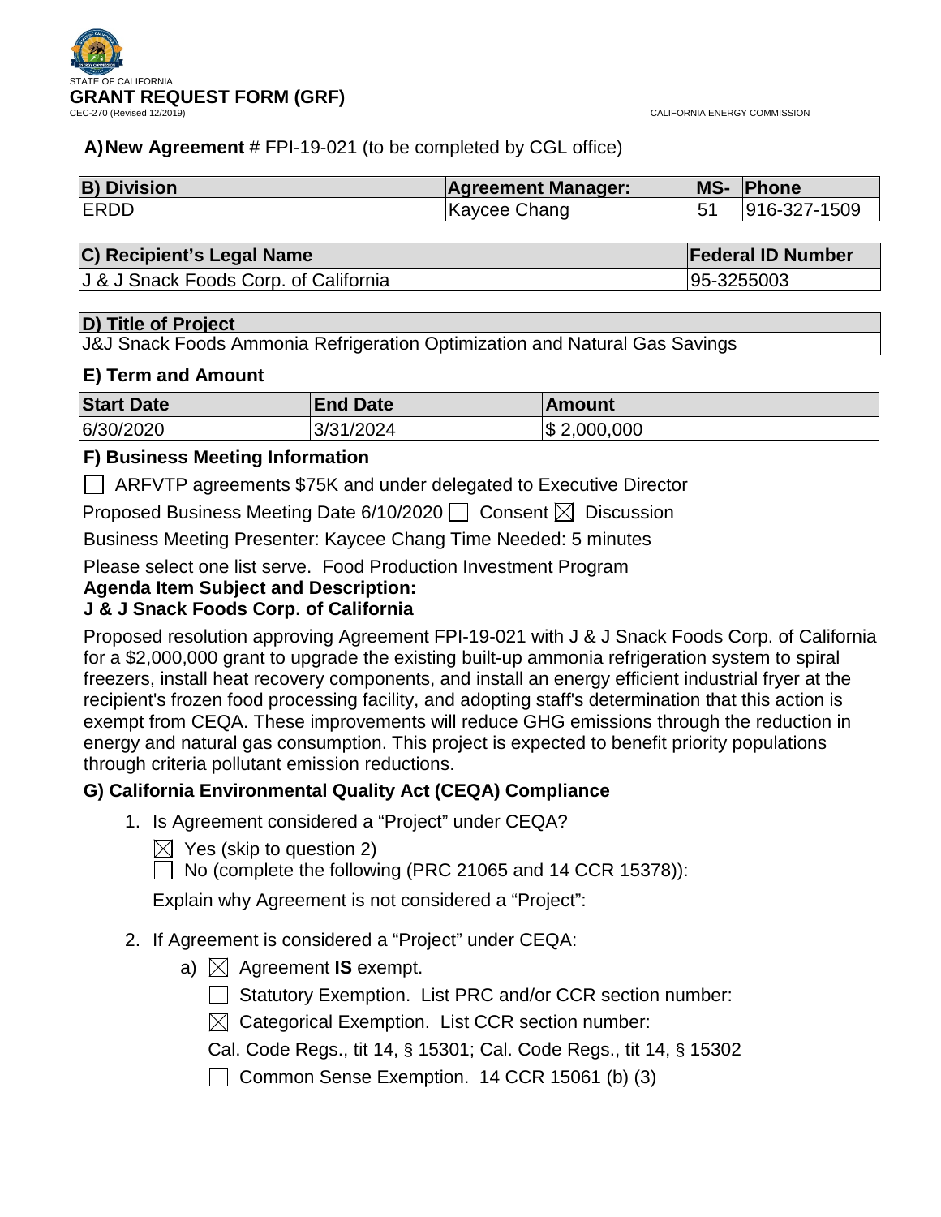STATE OF CALIFORNIA

# GRANT REQUEST FORM (GRF)

CEC-270 (Revised 12/2019)

CALIFORNIA ENERGY COMMISSION

**A) New Agreement** # FPI-19-021 (to be completed by CGL office)

| B) Division | Agreement Manager: | MS- | Phone |
|---|---|---|---|
| ERDD | Kaycee Chang | 51 | 916-327-1509 |

| C) Recipient's Legal Name | Federal ID Number |
|---|---|
| J & J Snack Foods Corp. of California | 95-3255003 |

| D) Title of Project |
|---|
| J&J Snack Foods Ammonia Refrigeration Optimization and Natural Gas Savings |

### E) Term and Amount

| Start Date | End Date | Amount |
|---|---|---|
| 6/30/2020 | 3/31/2024 | $ 2,000,000 |

### F) Business Meeting Information

☐ ARFVTP agreements $75K and under delegated to Executive Director

Proposed Business Meeting Date 6/10/2020 ☐ Consent ☒ Discussion

Business Meeting Presenter: Kaycee Chang Time Needed: 5 minutes

Please select one list serve. Food Production Investment Program

**Agenda Item Subject and Description:**

**J & J Snack Foods Corp. of California**

Proposed resolution approving Agreement FPI-19-021 with J & J Snack Foods Corp. of California for a $2,000,000 grant to upgrade the existing built-up ammonia refrigeration system to spiral freezers, install heat recovery components, and install an energy efficient industrial fryer at the recipient's frozen food processing facility, and adopting staff's determination that this action is exempt from CEQA. These improvements will reduce GHG emissions through the reduction in energy and natural gas consumption. This project is expected to benefit priority populations through criteria pollutant emission reductions.

### G) California Environmental Quality Act (CEQA) Compliance

1. Is Agreement considered a "Project" under CEQA?

   ☒ Yes (skip to question 2)

   ☐ No (complete the following (PRC 21065 and 14 CCR 15378)):

   Explain why Agreement is not considered a "Project":

2. If Agreement is considered a "Project" under CEQA:

   a) ☒ Agreement **IS** exempt.

      ☐ Statutory Exemption. List PRC and/or CCR section number:

      ☒ Categorical Exemption. List CCR section number:

      Cal. Code Regs., tit 14, § 15301; Cal. Code Regs., tit 14, § 15302

      ☐ Common Sense Exemption. 14 CCR 15061 (b) (3)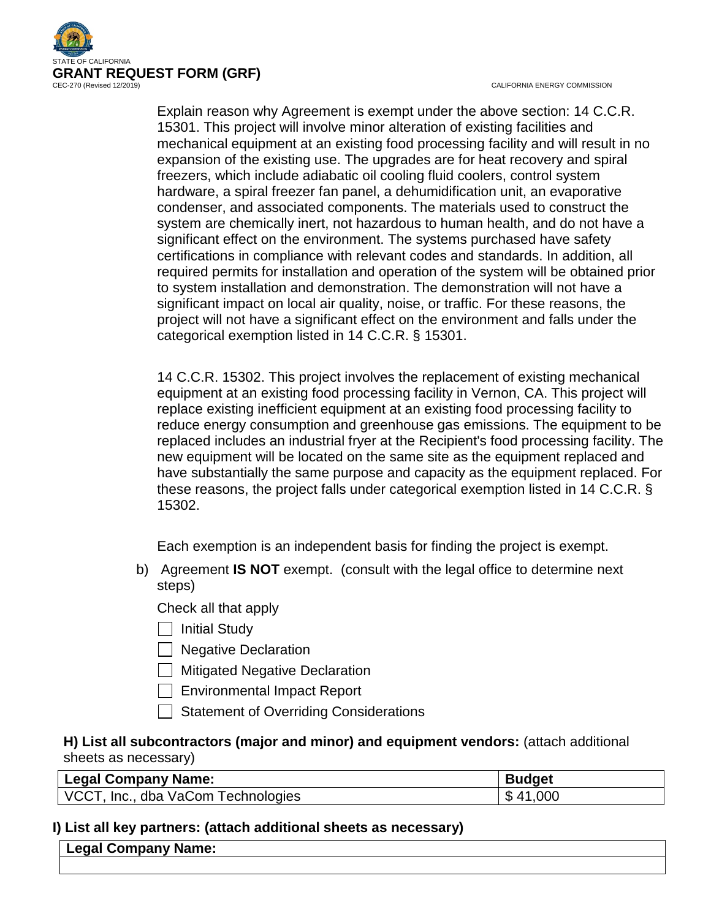Explain reason why Agreement is exempt under the above section: 14 C.C.R. 15301. This project will involve minor alteration of existing facilities and mechanical equipment at an existing food processing facility and will result in no expansion of the existing use. The upgrades are for heat recovery and spiral freezers, which include adiabatic oil cooling fluid coolers, control system hardware, a spiral freezer fan panel, a dehumidification unit, an evaporative condenser, and associated components. The materials used to construct the system are chemically inert, not hazardous to human health, and do not have a significant effect on the environment. The systems purchased have safety certifications in compliance with relevant codes and standards. In addition, all required permits for installation and operation of the system will be obtained prior to system installation and demonstration. The demonstration will not have a significant impact on local air quality, noise, or traffic. For these reasons, the project will not have a significant effect on the environment and falls under the categorical exemption listed in 14 C.C.R. § 15301.

14 C.C.R. 15302. This project involves the replacement of existing mechanical equipment at an existing food processing facility in Vernon, CA. This project will replace existing inefficient equipment at an existing food processing facility to reduce energy consumption and greenhouse gas emissions. The equipment to be replaced includes an industrial fryer at the Recipient's food processing facility. The new equipment will be located on the same site as the equipment replaced and have substantially the same purpose and capacity as the equipment replaced. For these reasons, the project falls under categorical exemption listed in 14 C.C.R. § 15302.

Each exemption is an independent basis for finding the project is exempt.

b) Agreement **IS NOT** exempt. (consult with the legal office to determine next steps)

Check all that apply

- [ ] Initial Study
- [ ] Negative Declaration
- [ ] Mitigated Negative Declaration
- [ ] Environmental Impact Report
- [ ] Statement of Overriding Considerations

**H) List all subcontractors (major and minor) and equipment vendors:** (attach additional sheets as necessary)

| Legal Company Name: | Budget |
|---|---|
| VCCT, Inc., dba VaCom Technologies | $ 41,000 |

**I) List all key partners: (attach additional sheets as necessary)**

| Legal Company Name: |
|---|
| |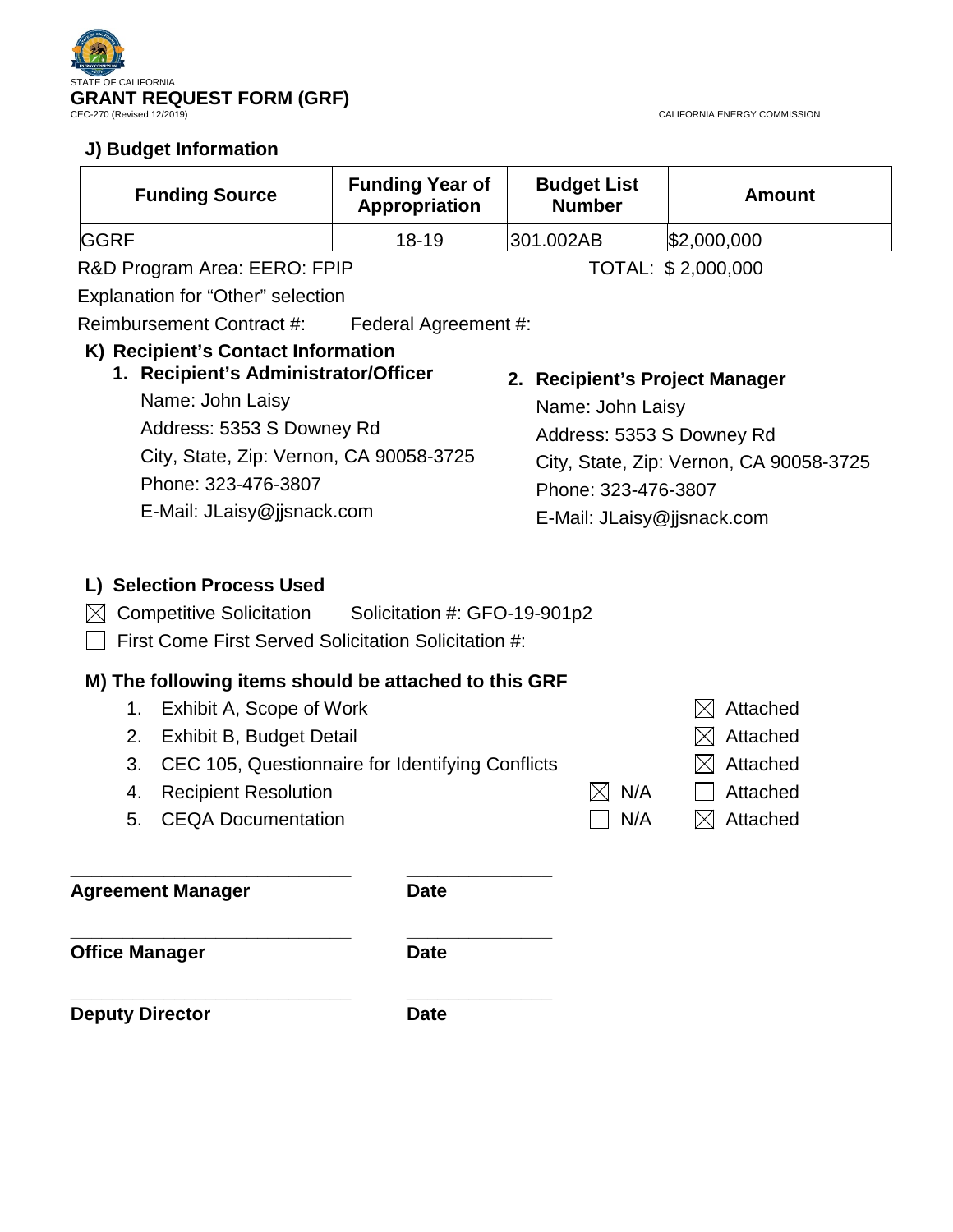STATE OF CALIFORNIA

**GRANT REQUEST FORM (GRF)**

CEC-270 (Revised 12/2019)

CALIFORNIA ENERGY COMMISSION

### J) Budget Information

| Funding Source | Funding Year of Appropriation | Budget List Number | Amount |
|---|---|---|---|
| GGRF | 18-19 | 301.002AB | $2,000,000 |

R&D Program Area: EERO: FPIP

TOTAL: $ 2,000,000

Explanation for "Other" selection

Reimbursement Contract #: Federal Agreement #:

### K) Recipient's Contact Information

**1. Recipient's Administrator/Officer**

Name: John Laisy
Address: 5353 S Downey Rd
City, State, Zip: Vernon, CA 90058-3725
Phone: 323-476-3807
E-Mail: JLaisy@jjsnack.com

**2. Recipient's Project Manager**

Name: John Laisy
Address: 5353 S Downey Rd
City, State, Zip: Vernon, CA 90058-3725
Phone: 323-476-3807
E-Mail: JLaisy@jjsnack.com

### L) Selection Process Used

- ☒ Competitive Solicitation Solicitation #: GFO-19-901p2
- ☐ First Come First Served Solicitation Solicitation #:

### M) The following items should be attached to this GRF

| Item | N/A | Attached |
|---|---|---|
| 1. Exhibit A, Scope of Work | | ☒ Attached |
| 2. Exhibit B, Budget Detail | | ☒ Attached |
| 3. CEC 105, Questionnaire for Identifying Conflicts | | ☒ Attached |
| 4. Recipient Resolution | ☒ N/A | ☐ Attached |
| 5. CEQA Documentation | ☐ N/A | ☒ Attached |

_____________________________ _______________

**Agreement Manager** **Date**

_____________________________ _______________

**Office Manager** **Date**

_____________________________ _______________

**Deputy Director** **Date**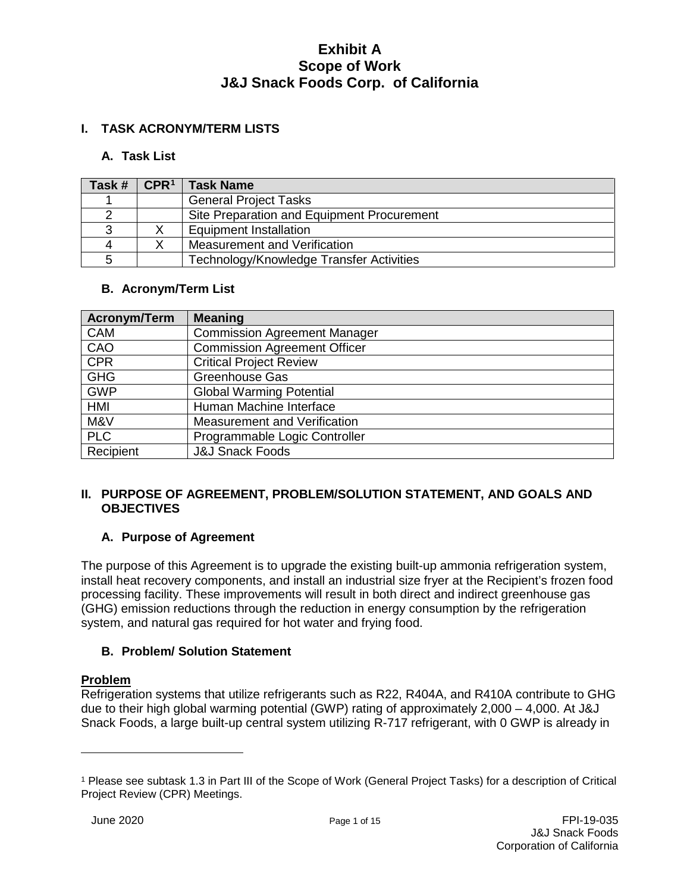# Exhibit A
# Scope of Work
# J&J Snack Foods Corp. of California

## I. TASK ACRONYM/TERM LISTS

### A. Task List

| Task # | CPR[1] | Task Name |
|---|---|---|
| 1 | | General Project Tasks |
| 2 | | Site Preparation and Equipment Procurement |
| 3 | X | Equipment Installation |
| 4 | X | Measurement and Verification |
| 5 | | Technology/Knowledge Transfer Activities |

### B. Acronym/Term List

| Acronym/Term | Meaning |
|---|---|
| CAM | Commission Agreement Manager |
| CAO | Commission Agreement Officer |
| CPR | Critical Project Review |
| GHG | Greenhouse Gas |
| GWP | Global Warming Potential |
| HMI | Human Machine Interface |
| M&V | Measurement and Verification |
| PLC | Programmable Logic Controller |
| Recipient | J&J Snack Foods |

## II. PURPOSE OF AGREEMENT, PROBLEM/SOLUTION STATEMENT, AND GOALS AND OBJECTIVES

### A. Purpose of Agreement

The purpose of this Agreement is to upgrade the existing built-up ammonia refrigeration system, install heat recovery components, and install an industrial size fryer at the Recipient's frozen food processing facility. These improvements will result in both direct and indirect greenhouse gas (GHG) emission reductions through the reduction in energy consumption by the refrigeration system, and natural gas required for hot water and frying food.

### B. Problem/ Solution Statement

**Problem**

Refrigeration systems that utilize refrigerants such as R22, R404A, and R410A contribute to GHG due to their high global warming potential (GWP) rating of approximately 2,000 – 4,000. At J&J Snack Foods, a large built-up central system utilizing R-717 refrigerant, with 0 GWP is already in

[1] Please see subtask 1.3 in Part III of the Scope of Work (General Project Tasks) for a description of Critical Project Review (CPR) Meetings.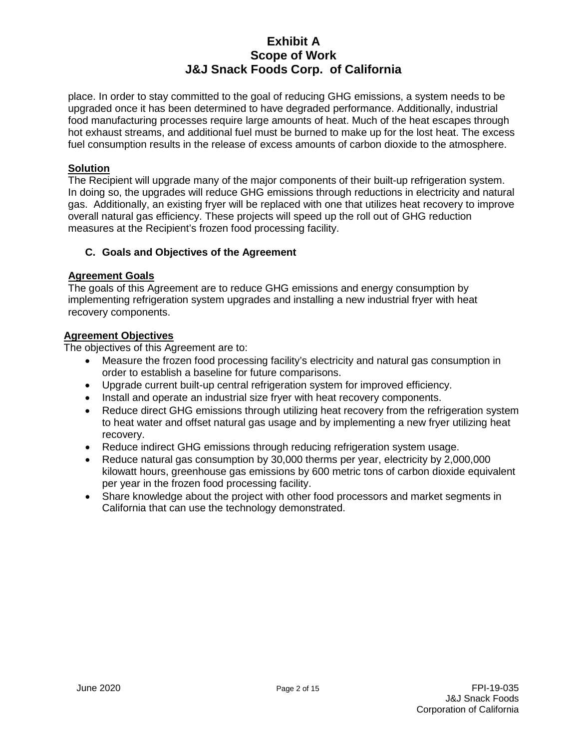place. In order to stay committed to the goal of reducing GHG emissions, a system needs to be upgraded once it has been determined to have degraded performance. Additionally, industrial food manufacturing processes require large amounts of heat. Much of the heat escapes through hot exhaust streams, and additional fuel must be burned to make up for the lost heat. The excess fuel consumption results in the release of excess amounts of carbon dioxide to the atmosphere.

**Solution**
The Recipient will upgrade many of the major components of their built-up refrigeration system. In doing so, the upgrades will reduce GHG emissions through reductions in electricity and natural gas. Additionally, an existing fryer will be replaced with one that utilizes heat recovery to improve overall natural gas efficiency. These projects will speed up the roll out of GHG reduction measures at the Recipient's frozen food processing facility.

### C. Goals and Objectives of the Agreement

**Agreement Goals**
The goals of this Agreement are to reduce GHG emissions and energy consumption by implementing refrigeration system upgrades and installing a new industrial fryer with heat recovery components.

**Agreement Objectives**
The objectives of this Agreement are to:

- Measure the frozen food processing facility's electricity and natural gas consumption in order to establish a baseline for future comparisons.
- Upgrade current built-up central refrigeration system for improved efficiency.
- Install and operate an industrial size fryer with heat recovery components.
- Reduce direct GHG emissions through utilizing heat recovery from the refrigeration system to heat water and offset natural gas usage and by implementing a new fryer utilizing heat recovery.
- Reduce indirect GHG emissions through reducing refrigeration system usage.
- Reduce natural gas consumption by 30,000 therms per year, electricity by 2,000,000 kilowatt hours, greenhouse gas emissions by 600 metric tons of carbon dioxide equivalent per year in the frozen food processing facility.
- Share knowledge about the project with other food processors and market segments in California that can use the technology demonstrated.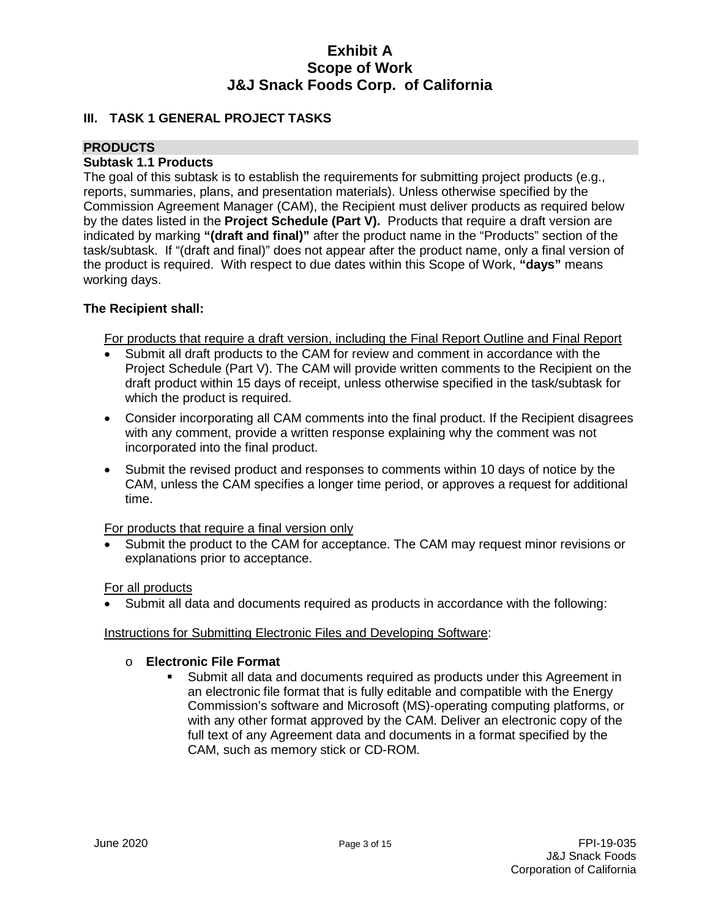# Exhibit A
# Scope of Work
# J&J Snack Foods Corp. of California

## III. TASK 1 GENERAL PROJECT TASKS

### PRODUCTS

**Subtask 1.1 Products**

The goal of this subtask is to establish the requirements for submitting project products (e.g., reports, summaries, plans, and presentation materials). Unless otherwise specified by the Commission Agreement Manager (CAM), the Recipient must deliver products as required below by the dates listed in the **Project Schedule (Part V).** Products that require a draft version are indicated by marking **"(draft and final)"** after the product name in the "Products" section of the task/subtask. If "(draft and final)" does not appear after the product name, only a final version of the product is required. With respect to due dates within this Scope of Work, **"days"** means working days.

**The Recipient shall:**

<u>For products that require a draft version, including the Final Report Outline and Final Report</u>

- Submit all draft products to the CAM for review and comment in accordance with the Project Schedule (Part V). The CAM will provide written comments to the Recipient on the draft product within 15 days of receipt, unless otherwise specified in the task/subtask for which the product is required.
- Consider incorporating all CAM comments into the final product. If the Recipient disagrees with any comment, provide a written response explaining why the comment was not incorporated into the final product.
- Submit the revised product and responses to comments within 10 days of notice by the CAM, unless the CAM specifies a longer time period, or approves a request for additional time.

<u>For products that require a final version only</u>

- Submit the product to the CAM for acceptance. The CAM may request minor revisions or explanations prior to acceptance.

<u>For all products</u>

- Submit all data and documents required as products in accordance with the following:

<u>Instructions for Submitting Electronic Files and Developing Software</u>:

- **Electronic File Format**
  - Submit all data and documents required as products under this Agreement in an electronic file format that is fully editable and compatible with the Energy Commission's software and Microsoft (MS)-operating computing platforms, or with any other format approved by the CAM. Deliver an electronic copy of the full text of any Agreement data and documents in a format specified by the CAM, such as memory stick or CD-ROM.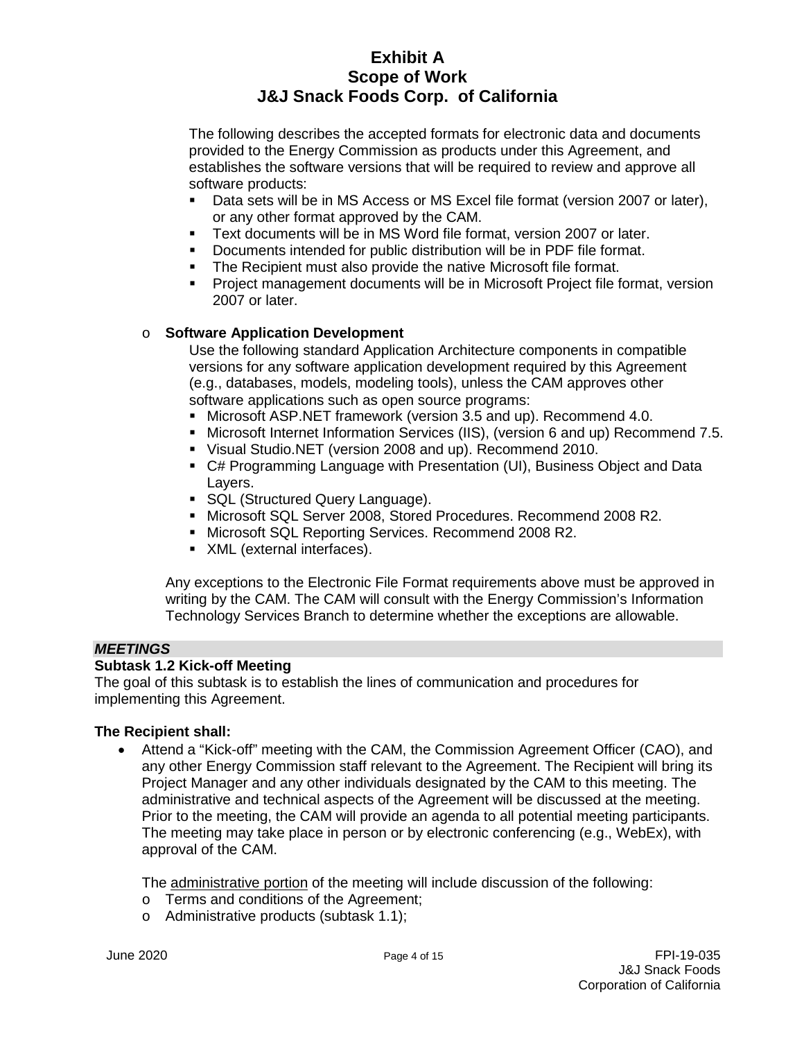The following describes the accepted formats for electronic data and documents provided to the Energy Commission as products under this Agreement, and establishes the software versions that will be required to review and approve all software products:

- Data sets will be in MS Access or MS Excel file format (version 2007 or later), or any other format approved by the CAM.
- Text documents will be in MS Word file format, version 2007 or later.
- Documents intended for public distribution will be in PDF file format.
- The Recipient must also provide the native Microsoft file format.
- Project management documents will be in Microsoft Project file format, version 2007 or later.

- **Software Application Development**

  Use the following standard Application Architecture components in compatible versions for any software application development required by this Agreement (e.g., databases, models, modeling tools), unless the CAM approves other software applications such as open source programs:

  - Microsoft ASP.NET framework (version 3.5 and up). Recommend 4.0.
  - Microsoft Internet Information Services (IIS), (version 6 and up) Recommend 7.5.
  - Visual Studio.NET (version 2008 and up). Recommend 2010.
  - C# Programming Language with Presentation (UI), Business Object and Data Layers.
  - SQL (Structured Query Language).
  - Microsoft SQL Server 2008, Stored Procedures. Recommend 2008 R2.
  - Microsoft SQL Reporting Services. Recommend 2008 R2.
  - XML (external interfaces).

Any exceptions to the Electronic File Format requirements above must be approved in writing by the CAM. The CAM will consult with the Energy Commission's Information Technology Services Branch to determine whether the exceptions are allowable.

***MEETINGS***

**Subtask 1.2 Kick-off Meeting**

The goal of this subtask is to establish the lines of communication and procedures for implementing this Agreement.

**The Recipient shall:**

- Attend a "Kick-off" meeting with the CAM, the Commission Agreement Officer (CAO), and any other Energy Commission staff relevant to the Agreement. The Recipient will bring its Project Manager and any other individuals designated by the CAM to this meeting. The administrative and technical aspects of the Agreement will be discussed at the meeting. Prior to the meeting, the CAM will provide an agenda to all potential meeting participants. The meeting may take place in person or by electronic conferencing (e.g., WebEx), with approval of the CAM.

  The administrative portion of the meeting will include discussion of the following:

  - Terms and conditions of the Agreement;
  - Administrative products (subtask 1.1);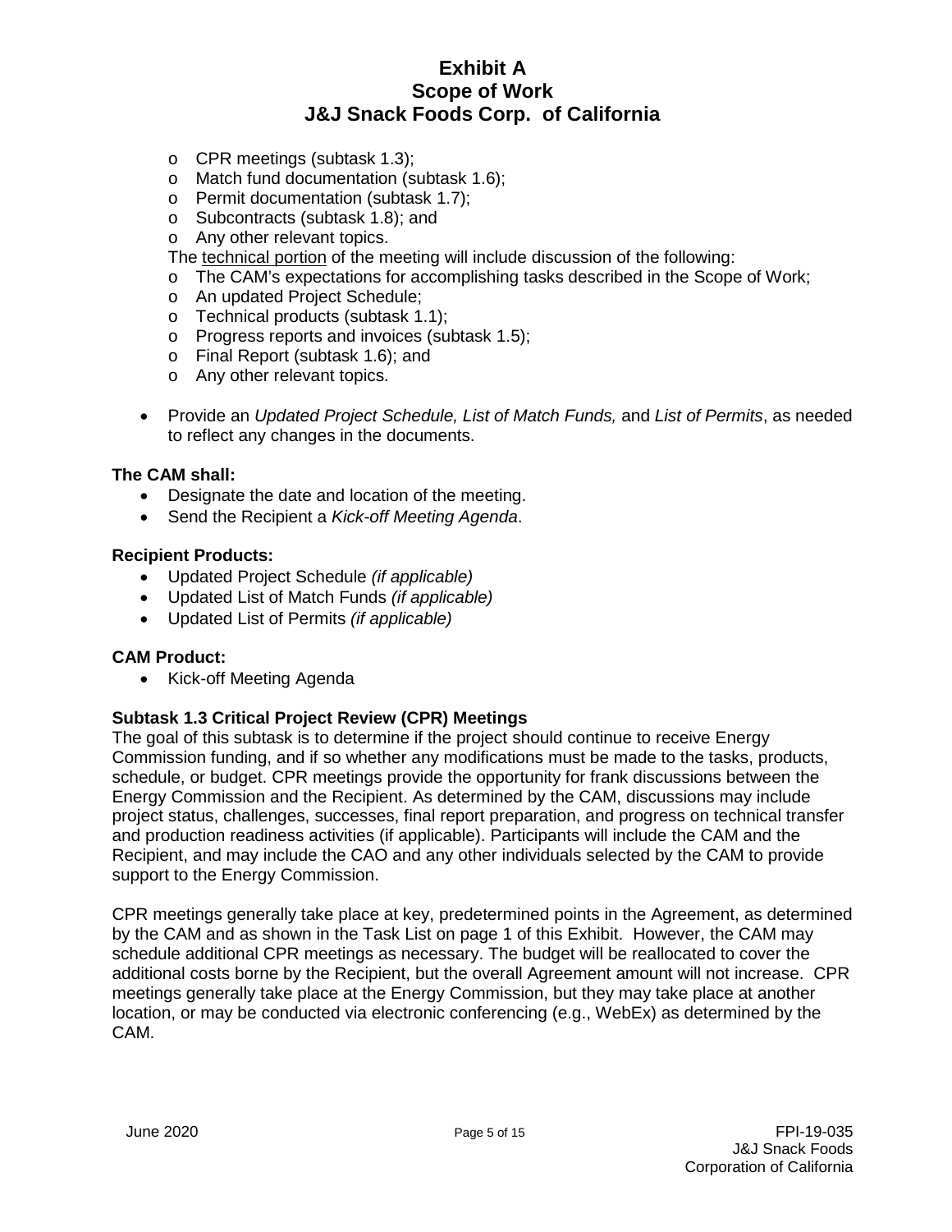- CPR meetings (subtask 1.3);
  - Match fund documentation (subtask 1.6);
  - Permit documentation (subtask 1.7);
  - Subcontracts (subtask 1.8); and
  - Any other relevant topics.

  The <u>technical portion</u> of the meeting will include discussion of the following:
  - The CAM's expectations for accomplishing tasks described in the Scope of Work;
  - An updated Project Schedule;
  - Technical products (subtask 1.1);
  - Progress reports and invoices (subtask 1.5);
  - Final Report (subtask 1.6); and
  - Any other relevant topics.

- Provide an *Updated Project Schedule, List of Match Funds,* and *List of Permits*, as needed to reflect any changes in the documents.

**The CAM shall:**

- Designate the date and location of the meeting.
- Send the Recipient a *Kick-off Meeting Agenda*.

**Recipient Products:**

- Updated Project Schedule *(if applicable)*
- Updated List of Match Funds *(if applicable)*
- Updated List of Permits *(if applicable)*

**CAM Product:**

- Kick-off Meeting Agenda

**Subtask 1.3 Critical Project Review (CPR) Meetings**

The goal of this subtask is to determine if the project should continue to receive Energy Commission funding, and if so whether any modifications must be made to the tasks, products, schedule, or budget. CPR meetings provide the opportunity for frank discussions between the Energy Commission and the Recipient. As determined by the CAM, discussions may include project status, challenges, successes, final report preparation, and progress on technical transfer and production readiness activities (if applicable). Participants will include the CAM and the Recipient, and may include the CAO and any other individuals selected by the CAM to provide support to the Energy Commission.

CPR meetings generally take place at key, predetermined points in the Agreement, as determined by the CAM and as shown in the Task List on page 1 of this Exhibit. However, the CAM may schedule additional CPR meetings as necessary. The budget will be reallocated to cover the additional costs borne by the Recipient, but the overall Agreement amount will not increase. CPR meetings generally take place at the Energy Commission, but they may take place at another location, or may be conducted via electronic conferencing (e.g., WebEx) as determined by the CAM.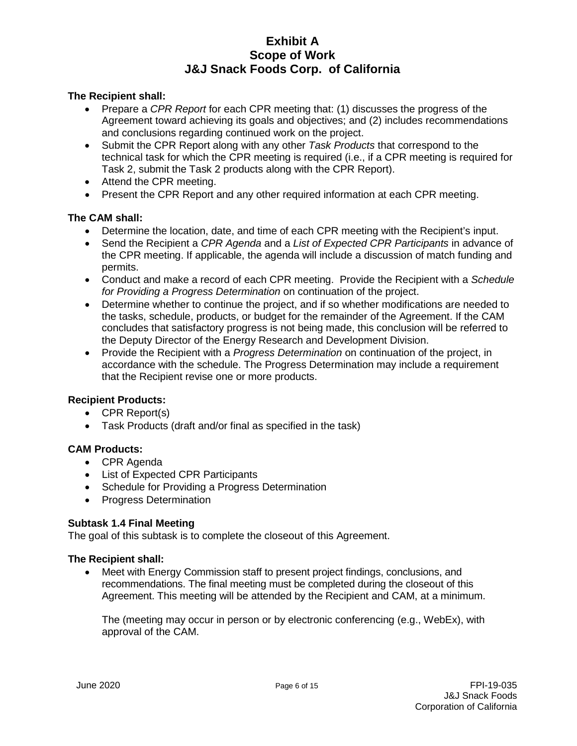**The Recipient shall:**

- Prepare a *CPR Report* for each CPR meeting that: (1) discusses the progress of the Agreement toward achieving its goals and objectives; and (2) includes recommendations and conclusions regarding continued work on the project.
- Submit the CPR Report along with any other *Task Products* that correspond to the technical task for which the CPR meeting is required (i.e., if a CPR meeting is required for Task 2, submit the Task 2 products along with the CPR Report).
- Attend the CPR meeting.
- Present the CPR Report and any other required information at each CPR meeting.

**The CAM shall:**

- Determine the location, date, and time of each CPR meeting with the Recipient's input.
- Send the Recipient a *CPR Agenda* and a *List of Expected CPR Participants* in advance of the CPR meeting. If applicable, the agenda will include a discussion of match funding and permits.
- Conduct and make a record of each CPR meeting. Provide the Recipient with a *Schedule for Providing a Progress Determination* on continuation of the project.
- Determine whether to continue the project, and if so whether modifications are needed to the tasks, schedule, products, or budget for the remainder of the Agreement. If the CAM concludes that satisfactory progress is not being made, this conclusion will be referred to the Deputy Director of the Energy Research and Development Division.
- Provide the Recipient with a *Progress Determination* on continuation of the project, in accordance with the schedule. The Progress Determination may include a requirement that the Recipient revise one or more products.

**Recipient Products:**

- CPR Report(s)
- Task Products (draft and/or final as specified in the task)

**CAM Products:**

- CPR Agenda
- List of Expected CPR Participants
- Schedule for Providing a Progress Determination
- Progress Determination

**Subtask 1.4 Final Meeting**

The goal of this subtask is to complete the closeout of this Agreement.

**The Recipient shall:**

- Meet with Energy Commission staff to present project findings, conclusions, and recommendations. The final meeting must be completed during the closeout of this Agreement. This meeting will be attended by the Recipient and CAM, at a minimum.

  The (meeting may occur in person or by electronic conferencing (e.g., WebEx), with approval of the CAM.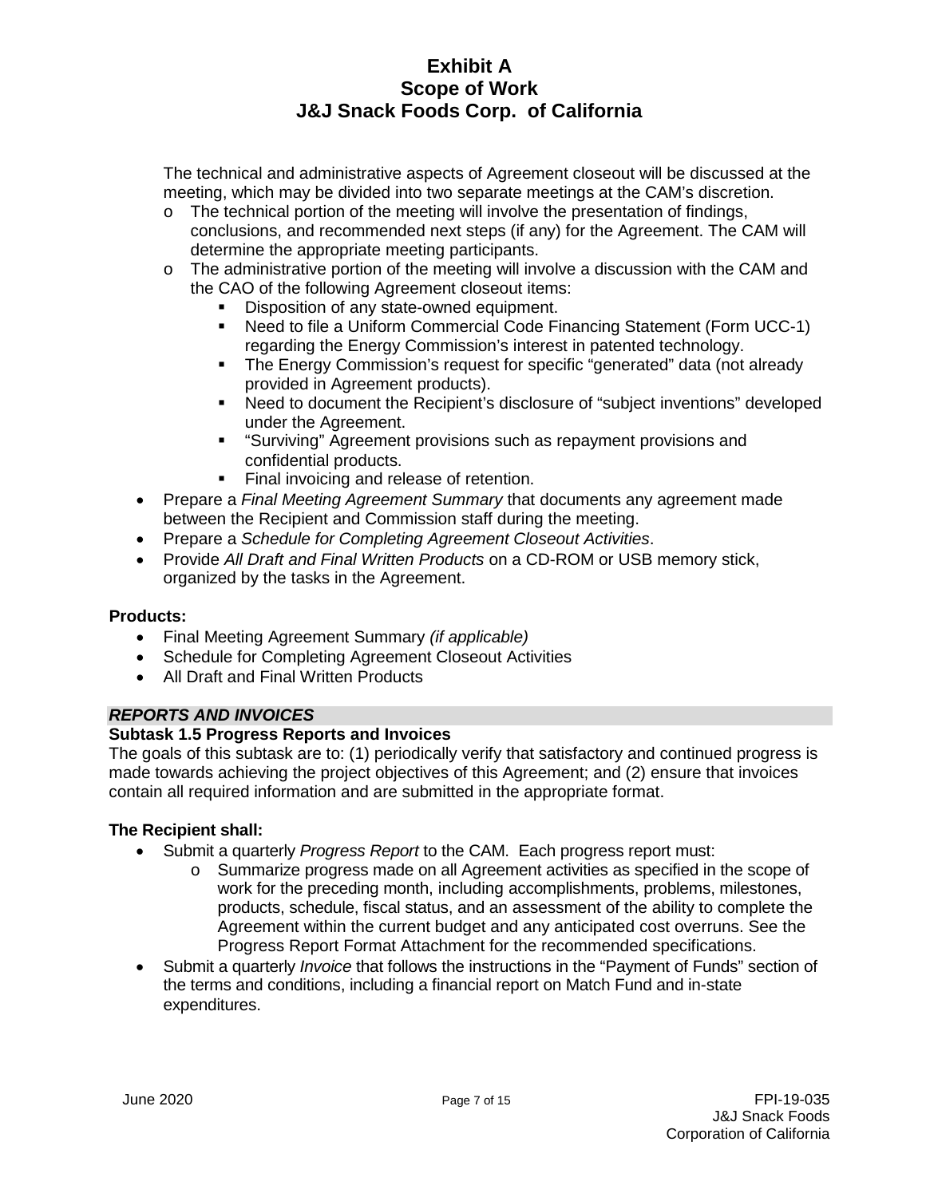The technical and administrative aspects of Agreement closeout will be discussed at the meeting, which may be divided into two separate meetings at the CAM's discretion.

- The technical portion of the meeting will involve the presentation of findings, conclusions, and recommended next steps (if any) for the Agreement. The CAM will determine the appropriate meeting participants.
- The administrative portion of the meeting will involve a discussion with the CAM and the CAO of the following Agreement closeout items:
  - Disposition of any state-owned equipment.
  - Need to file a Uniform Commercial Code Financing Statement (Form UCC-1) regarding the Energy Commission's interest in patented technology.
  - The Energy Commission's request for specific "generated" data (not already provided in Agreement products).
  - Need to document the Recipient's disclosure of "subject inventions" developed under the Agreement.
  - "Surviving" Agreement provisions such as repayment provisions and confidential products.
  - Final invoicing and release of retention.

- Prepare a *Final Meeting Agreement Summary* that documents any agreement made between the Recipient and Commission staff during the meeting.
- Prepare a *Schedule for Completing Agreement Closeout Activities*.
- Provide *All Draft and Final Written Products* on a CD-ROM or USB memory stick, organized by the tasks in the Agreement.

**Products:**

- Final Meeting Agreement Summary *(if applicable)*
- Schedule for Completing Agreement Closeout Activities
- All Draft and Final Written Products

***REPORTS AND INVOICES***

**Subtask 1.5 Progress Reports and Invoices**

The goals of this subtask are to: (1) periodically verify that satisfactory and continued progress is made towards achieving the project objectives of this Agreement; and (2) ensure that invoices contain all required information and are submitted in the appropriate format.

**The Recipient shall:**

- Submit a quarterly *Progress Report* to the CAM. Each progress report must:
  - Summarize progress made on all Agreement activities as specified in the scope of work for the preceding month, including accomplishments, problems, milestones, products, schedule, fiscal status, and an assessment of the ability to complete the Agreement within the current budget and any anticipated cost overruns. See the Progress Report Format Attachment for the recommended specifications.
- Submit a quarterly *Invoice* that follows the instructions in the "Payment of Funds" section of the terms and conditions, including a financial report on Match Fund and in-state expenditures.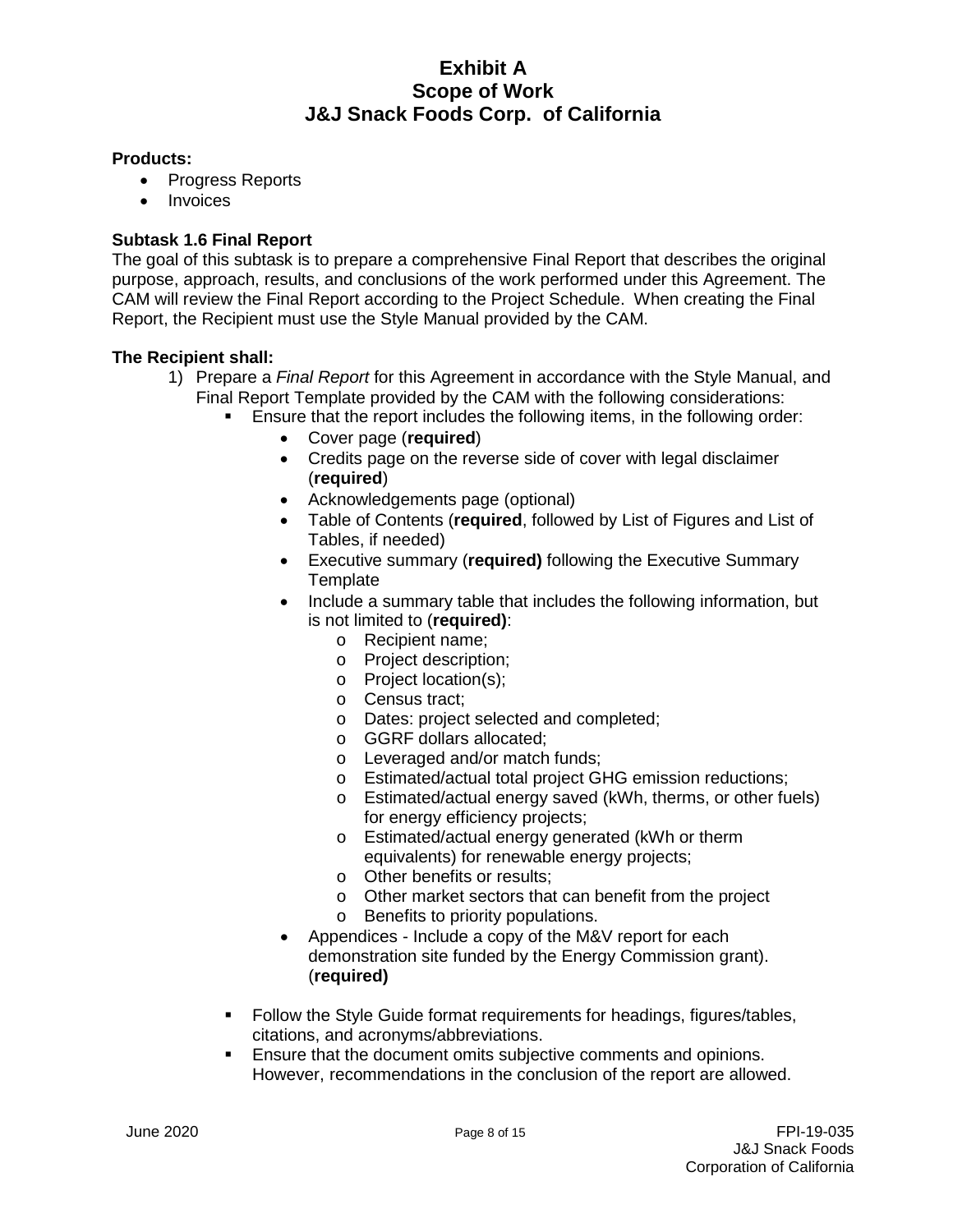**Products:**

- Progress Reports
- Invoices

**Subtask 1.6 Final Report**

The goal of this subtask is to prepare a comprehensive Final Report that describes the original purpose, approach, results, and conclusions of the work performed under this Agreement. The CAM will review the Final Report according to the Project Schedule. When creating the Final Report, the Recipient must use the Style Manual provided by the CAM.

**The Recipient shall:**

1) Prepare a *Final Report* for this Agreement in accordance with the Style Manual, and Final Report Template provided by the CAM with the following considerations:
   - Ensure that the report includes the following items, in the following order:
     - Cover page (**required**)
     - Credits page on the reverse side of cover with legal disclaimer (**required**)
     - Acknowledgements page (optional)
     - Table of Contents (**required**, followed by List of Figures and List of Tables, if needed)
     - Executive summary (**required)** following the Executive Summary Template
     - Include a summary table that includes the following information, but is not limited to (**required)**:
       - Recipient name;
       - Project description;
       - Project location(s);
       - Census tract;
       - Dates: project selected and completed;
       - GGRF dollars allocated;
       - Leveraged and/or match funds;
       - Estimated/actual total project GHG emission reductions;
       - Estimated/actual energy saved (kWh, therms, or other fuels) for energy efficiency projects;
       - Estimated/actual energy generated (kWh or therm equivalents) for renewable energy projects;
       - Other benefits or results;
       - Other market sectors that can benefit from the project
       - Benefits to priority populations.
     - Appendices - Include a copy of the M&V report for each demonstration site funded by the Energy Commission grant). (**required)**
   - Follow the Style Guide format requirements for headings, figures/tables, citations, and acronyms/abbreviations.
   - Ensure that the document omits subjective comments and opinions. However, recommendations in the conclusion of the report are allowed.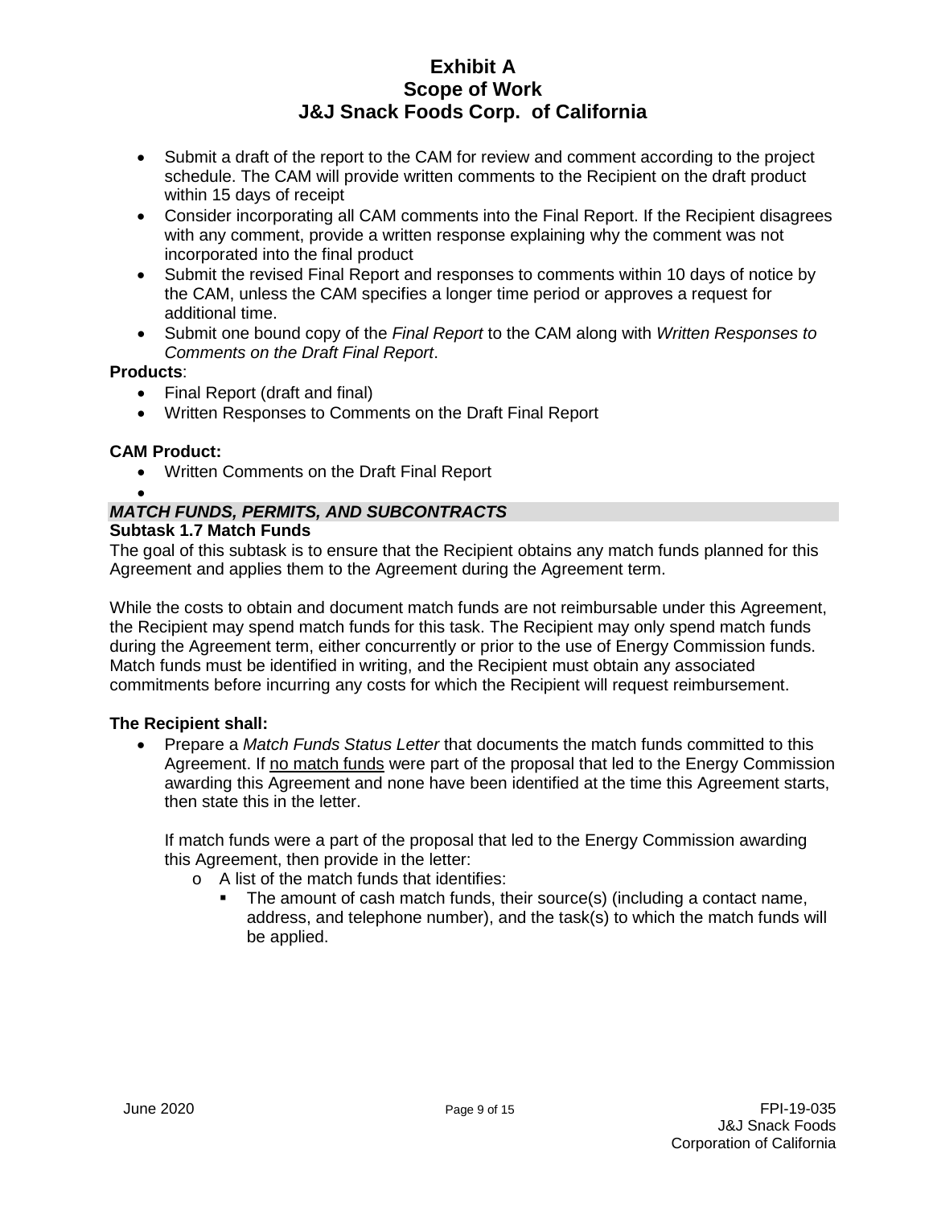- Submit a draft of the report to the CAM for review and comment according to the project schedule. The CAM will provide written comments to the Recipient on the draft product within 15 days of receipt
- Consider incorporating all CAM comments into the Final Report. If the Recipient disagrees with any comment, provide a written response explaining why the comment was not incorporated into the final product
- Submit the revised Final Report and responses to comments within 10 days of notice by the CAM, unless the CAM specifies a longer time period or approves a request for additional time.
- Submit one bound copy of the *Final Report* to the CAM along with *Written Responses to Comments on the Draft Final Report*.

**Products**:

- Final Report (draft and final)
- Written Responses to Comments on the Draft Final Report

**CAM Product:**

- Written Comments on the Draft Final Report
-

## *MATCH FUNDS, PERMITS, AND SUBCONTRACTS*

### Subtask 1.7 Match Funds

The goal of this subtask is to ensure that the Recipient obtains any match funds planned for this Agreement and applies them to the Agreement during the Agreement term.

While the costs to obtain and document match funds are not reimbursable under this Agreement, the Recipient may spend match funds for this task. The Recipient may only spend match funds during the Agreement term, either concurrently or prior to the use of Energy Commission funds. Match funds must be identified in writing, and the Recipient must obtain any associated commitments before incurring any costs for which the Recipient will request reimbursement.

**The Recipient shall:**

- Prepare a *Match Funds Status Letter* that documents the match funds committed to this Agreement. If <u>no match funds</u> were part of the proposal that led to the Energy Commission awarding this Agreement and none have been identified at the time this Agreement starts, then state this in the letter.

  If match funds were a part of the proposal that led to the Energy Commission awarding this Agreement, then provide in the letter:
  - A list of the match funds that identifies:
    - The amount of cash match funds, their source(s) (including a contact name, address, and telephone number), and the task(s) to which the match funds will be applied.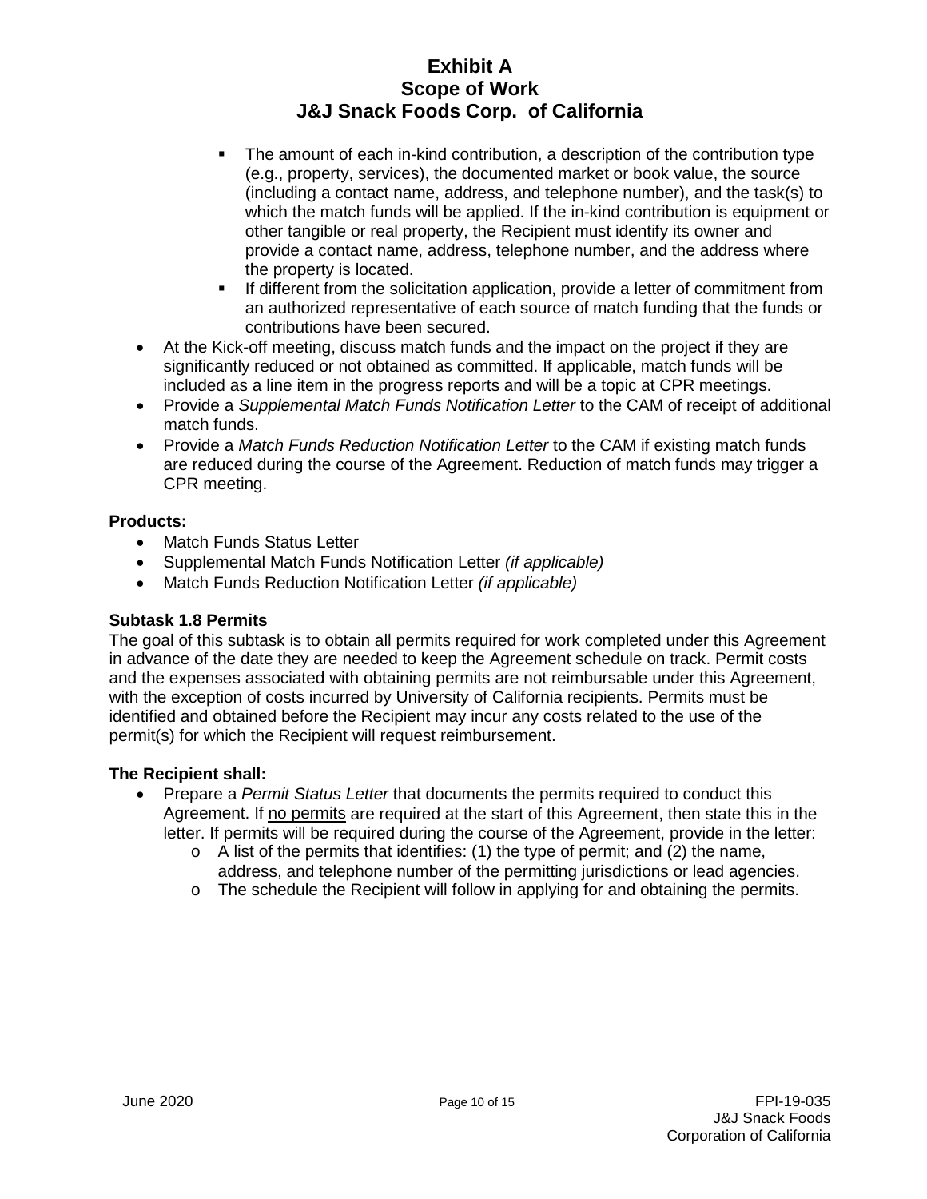- The amount of each in-kind contribution, a description of the contribution type (e.g., property, services), the documented market or book value, the source (including a contact name, address, and telephone number), and the task(s) to which the match funds will be applied. If the in-kind contribution is equipment or other tangible or real property, the Recipient must identify its owner and provide a contact name, address, telephone number, and the address where the property is located.
- If different from the solicitation application, provide a letter of commitment from an authorized representative of each source of match funding that the funds or contributions have been secured.

- At the Kick-off meeting, discuss match funds and the impact on the project if they are significantly reduced or not obtained as committed. If applicable, match funds will be included as a line item in the progress reports and will be a topic at CPR meetings.
- Provide a *Supplemental Match Funds Notification Letter* to the CAM of receipt of additional match funds.
- Provide a *Match Funds Reduction Notification Letter* to the CAM if existing match funds are reduced during the course of the Agreement. Reduction of match funds may trigger a CPR meeting.

**Products:**

- Match Funds Status Letter
- Supplemental Match Funds Notification Letter *(if applicable)*
- Match Funds Reduction Notification Letter *(if applicable)*

**Subtask 1.8 Permits**

The goal of this subtask is to obtain all permits required for work completed under this Agreement in advance of the date they are needed to keep the Agreement schedule on track. Permit costs and the expenses associated with obtaining permits are not reimbursable under this Agreement, with the exception of costs incurred by University of California recipients. Permits must be identified and obtained before the Recipient may incur any costs related to the use of the permit(s) for which the Recipient will request reimbursement.

**The Recipient shall:**

- Prepare a *Permit Status Letter* that documents the permits required to conduct this Agreement. If <u>no permits</u> are required at the start of this Agreement, then state this in the letter. If permits will be required during the course of the Agreement, provide in the letter:
  - A list of the permits that identifies: (1) the type of permit; and (2) the name, address, and telephone number of the permitting jurisdictions or lead agencies.
  - The schedule the Recipient will follow in applying for and obtaining the permits.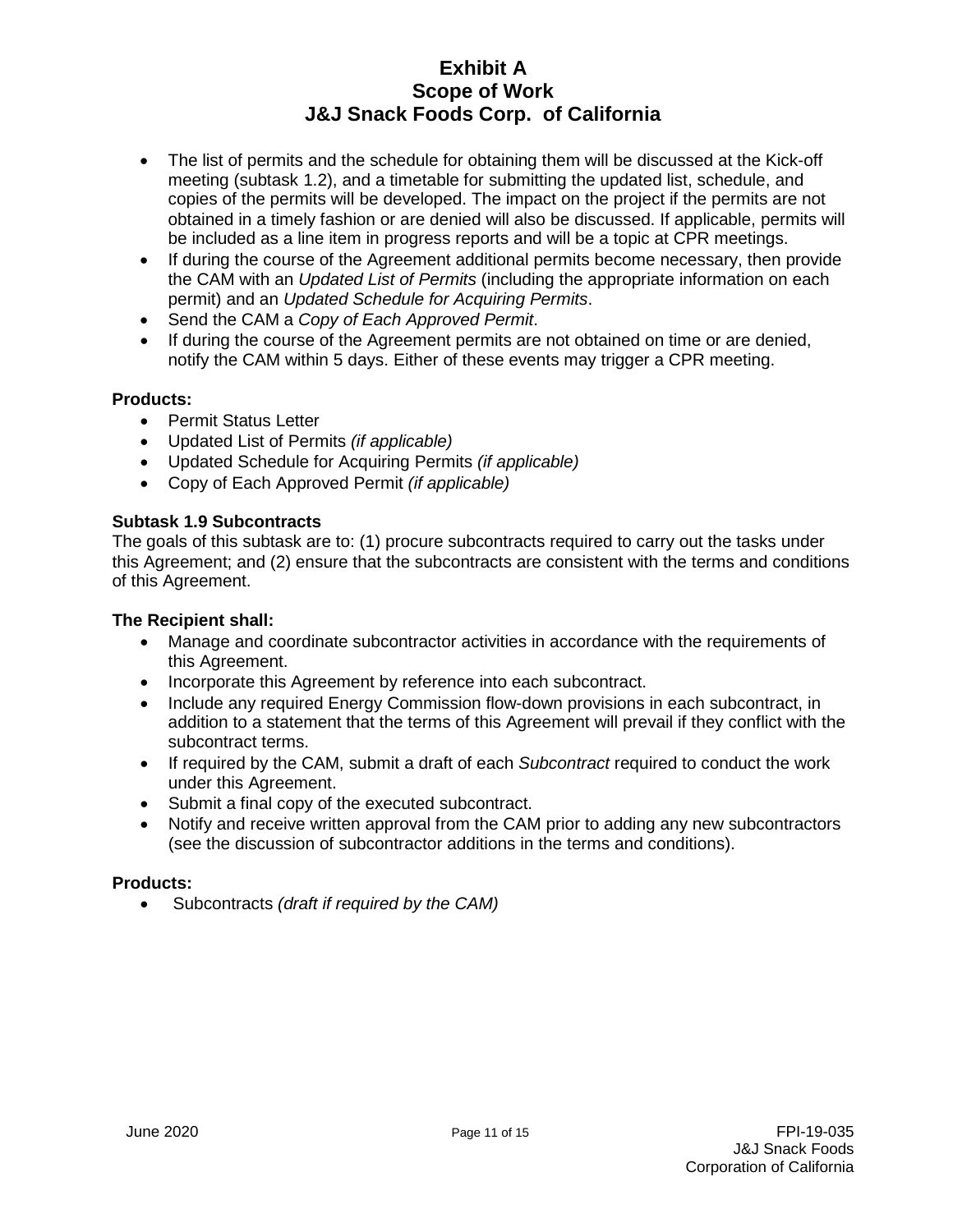- The list of permits and the schedule for obtaining them will be discussed at the Kick-off meeting (subtask 1.2), and a timetable for submitting the updated list, schedule, and copies of the permits will be developed. The impact on the project if the permits are not obtained in a timely fashion or are denied will also be discussed. If applicable, permits will be included as a line item in progress reports and will be a topic at CPR meetings.
- If during the course of the Agreement additional permits become necessary, then provide the CAM with an *Updated List of Permits* (including the appropriate information on each permit) and an *Updated Schedule for Acquiring Permits*.
- Send the CAM a *Copy of Each Approved Permit*.
- If during the course of the Agreement permits are not obtained on time or are denied, notify the CAM within 5 days. Either of these events may trigger a CPR meeting.

**Products:**

- Permit Status Letter
- Updated List of Permits *(if applicable)*
- Updated Schedule for Acquiring Permits *(if applicable)*
- Copy of Each Approved Permit *(if applicable)*

**Subtask 1.9 Subcontracts**

The goals of this subtask are to: (1) procure subcontracts required to carry out the tasks under this Agreement; and (2) ensure that the subcontracts are consistent with the terms and conditions of this Agreement.

**The Recipient shall:**

- Manage and coordinate subcontractor activities in accordance with the requirements of this Agreement.
- Incorporate this Agreement by reference into each subcontract.
- Include any required Energy Commission flow-down provisions in each subcontract, in addition to a statement that the terms of this Agreement will prevail if they conflict with the subcontract terms.
- If required by the CAM, submit a draft of each *Subcontract* required to conduct the work under this Agreement.
- Submit a final copy of the executed subcontract.
- Notify and receive written approval from the CAM prior to adding any new subcontractors (see the discussion of subcontractor additions in the terms and conditions).

**Products:**

- Subcontracts *(draft if required by the CAM)*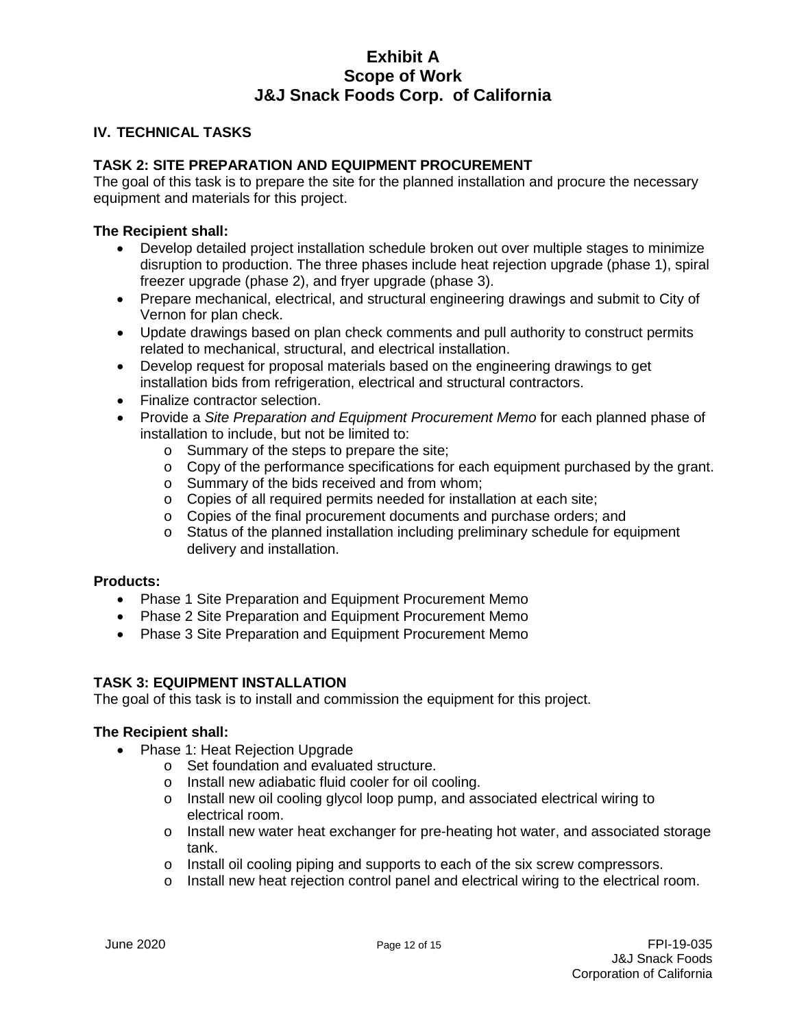# Exhibit A
# Scope of Work
# J&J Snack Foods Corp. of California

## IV. TECHNICAL TASKS

### TASK 2: SITE PREPARATION AND EQUIPMENT PROCUREMENT

The goal of this task is to prepare the site for the planned installation and procure the necessary equipment and materials for this project.

**The Recipient shall:**

- Develop detailed project installation schedule broken out over multiple stages to minimize disruption to production. The three phases include heat rejection upgrade (phase 1), spiral freezer upgrade (phase 2), and fryer upgrade (phase 3).
- Prepare mechanical, electrical, and structural engineering drawings and submit to City of Vernon for plan check.
- Update drawings based on plan check comments and pull authority to construct permits related to mechanical, structural, and electrical installation.
- Develop request for proposal materials based on the engineering drawings to get installation bids from refrigeration, electrical and structural contractors.
- Finalize contractor selection.
- Provide a *Site Preparation and Equipment Procurement Memo* for each planned phase of installation to include, but not be limited to:
  - Summary of the steps to prepare the site;
  - Copy of the performance specifications for each equipment purchased by the grant.
  - Summary of the bids received and from whom;
  - Copies of all required permits needed for installation at each site;
  - Copies of the final procurement documents and purchase orders; and
  - Status of the planned installation including preliminary schedule for equipment delivery and installation.

**Products:**

- Phase 1 Site Preparation and Equipment Procurement Memo
- Phase 2 Site Preparation and Equipment Procurement Memo
- Phase 3 Site Preparation and Equipment Procurement Memo

### TASK 3: EQUIPMENT INSTALLATION

The goal of this task is to install and commission the equipment for this project.

**The Recipient shall:**

- Phase 1: Heat Rejection Upgrade
  - Set foundation and evaluated structure.
  - Install new adiabatic fluid cooler for oil cooling.
  - Install new oil cooling glycol loop pump, and associated electrical wiring to electrical room.
  - Install new water heat exchanger for pre-heating hot water, and associated storage tank.
  - Install oil cooling piping and supports to each of the six screw compressors.
  - Install new heat rejection control panel and electrical wiring to the electrical room.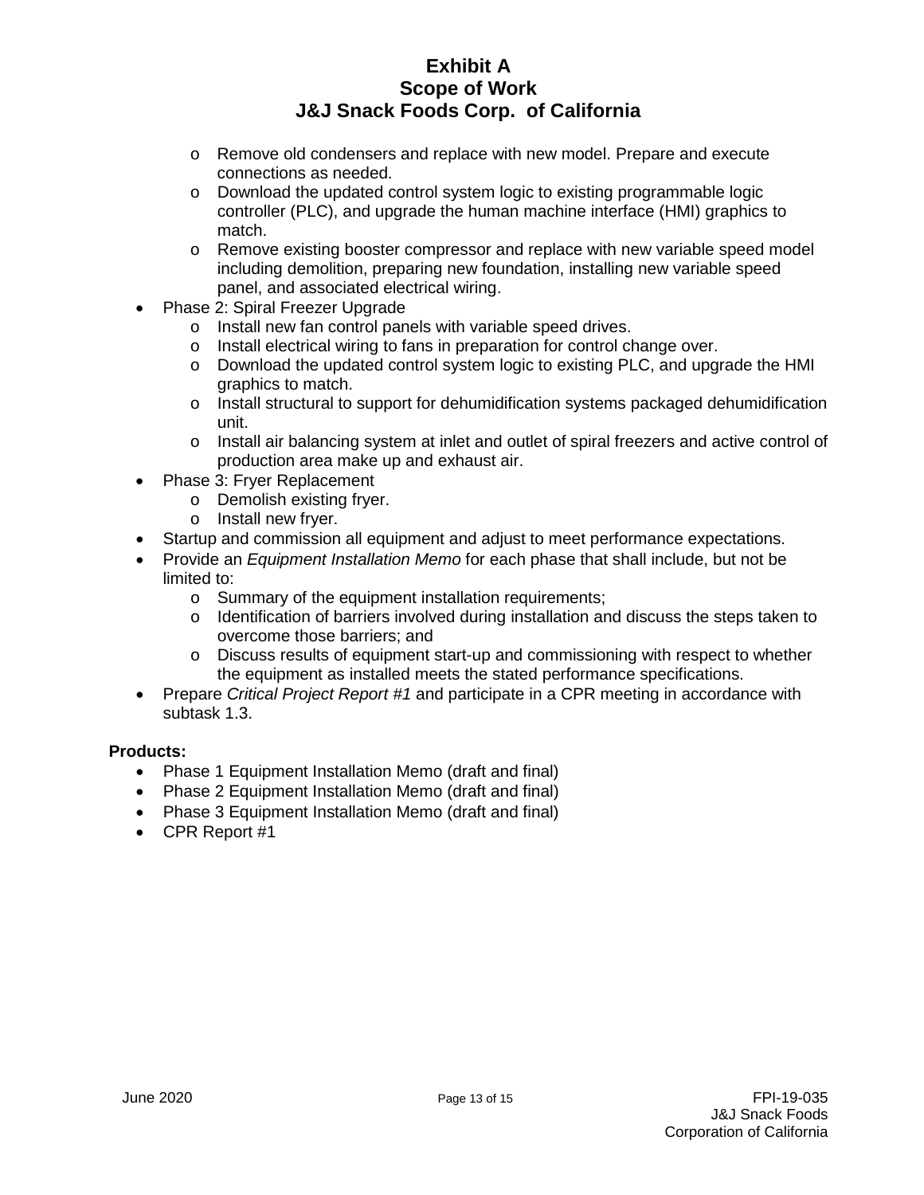- Remove old condensers and replace with new model. Prepare and execute connections as needed.
  - Download the updated control system logic to existing programmable logic controller (PLC), and upgrade the human machine interface (HMI) graphics to match.
  - Remove existing booster compressor and replace with new variable speed model including demolition, preparing new foundation, installing new variable speed panel, and associated electrical wiring.
- Phase 2: Spiral Freezer Upgrade
  - Install new fan control panels with variable speed drives.
  - Install electrical wiring to fans in preparation for control change over.
  - Download the updated control system logic to existing PLC, and upgrade the HMI graphics to match.
  - Install structural to support for dehumidification systems packaged dehumidification unit.
  - Install air balancing system at inlet and outlet of spiral freezers and active control of production area make up and exhaust air.
- Phase 3: Fryer Replacement
  - Demolish existing fryer.
  - Install new fryer.
- Startup and commission all equipment and adjust to meet performance expectations.
- Provide an *Equipment Installation Memo* for each phase that shall include, but not be limited to:
  - Summary of the equipment installation requirements;
  - Identification of barriers involved during installation and discuss the steps taken to overcome those barriers; and
  - Discuss results of equipment start-up and commissioning with respect to whether the equipment as installed meets the stated performance specifications.
- Prepare *Critical Project Report #1* and participate in a CPR meeting in accordance with subtask 1.3.

**Products:**

- Phase 1 Equipment Installation Memo (draft and final)
- Phase 2 Equipment Installation Memo (draft and final)
- Phase 3 Equipment Installation Memo (draft and final)
- CPR Report #1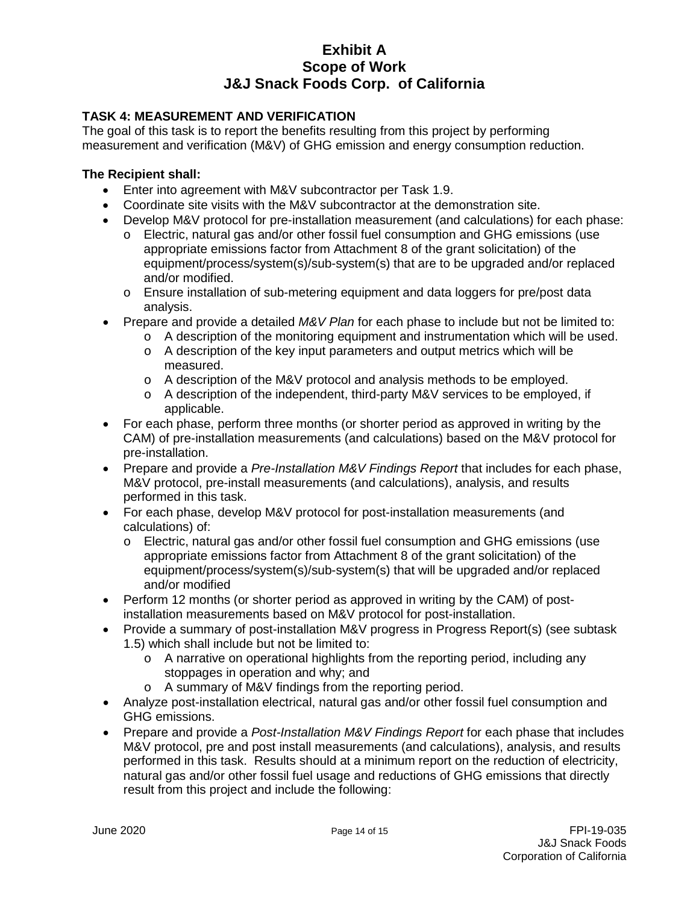# Exhibit A
# Scope of Work
# J&J Snack Foods Corp. of California

### TASK 4: MEASUREMENT AND VERIFICATION

The goal of this task is to report the benefits resulting from this project by performing measurement and verification (M&V) of GHG emission and energy consumption reduction.

**The Recipient shall:**

- Enter into agreement with M&V subcontractor per Task 1.9.
- Coordinate site visits with the M&V subcontractor at the demonstration site.
- Develop M&V protocol for pre-installation measurement (and calculations) for each phase:
  - o Electric, natural gas and/or other fossil fuel consumption and GHG emissions (use appropriate emissions factor from Attachment 8 of the grant solicitation) of the equipment/process/system(s)/sub-system(s) that are to be upgraded and/or replaced and/or modified.
  - o Ensure installation of sub-metering equipment and data loggers for pre/post data analysis.
- Prepare and provide a detailed *M&V Plan* for each phase to include but not be limited to:
  - o A description of the monitoring equipment and instrumentation which will be used.
  - o A description of the key input parameters and output metrics which will be measured.
  - o A description of the M&V protocol and analysis methods to be employed.
  - o A description of the independent, third-party M&V services to be employed, if applicable.
- For each phase, perform three months (or shorter period as approved in writing by the CAM) of pre-installation measurements (and calculations) based on the M&V protocol for pre-installation.
- Prepare and provide a *Pre-Installation M&V Findings Report* that includes for each phase, M&V protocol, pre-install measurements (and calculations), analysis, and results performed in this task.
- For each phase, develop M&V protocol for post-installation measurements (and calculations) of:
  - o Electric, natural gas and/or other fossil fuel consumption and GHG emissions (use appropriate emissions factor from Attachment 8 of the grant solicitation) of the equipment/process/system(s)/sub-system(s) that will be upgraded and/or replaced and/or modified
- Perform 12 months (or shorter period as approved in writing by the CAM) of post-installation measurements based on M&V protocol for post-installation.
- Provide a summary of post-installation M&V progress in Progress Report(s) (see subtask 1.5) which shall include but not be limited to:
  - o A narrative on operational highlights from the reporting period, including any stoppages in operation and why; and
  - o A summary of M&V findings from the reporting period.
- Analyze post-installation electrical, natural gas and/or other fossil fuel consumption and GHG emissions.
- Prepare and provide a *Post-Installation M&V Findings Report* for each phase that includes M&V protocol, pre and post install measurements (and calculations), analysis, and results performed in this task. Results should at a minimum report on the reduction of electricity, natural gas and/or other fossil fuel usage and reductions of GHG emissions that directly result from this project and include the following: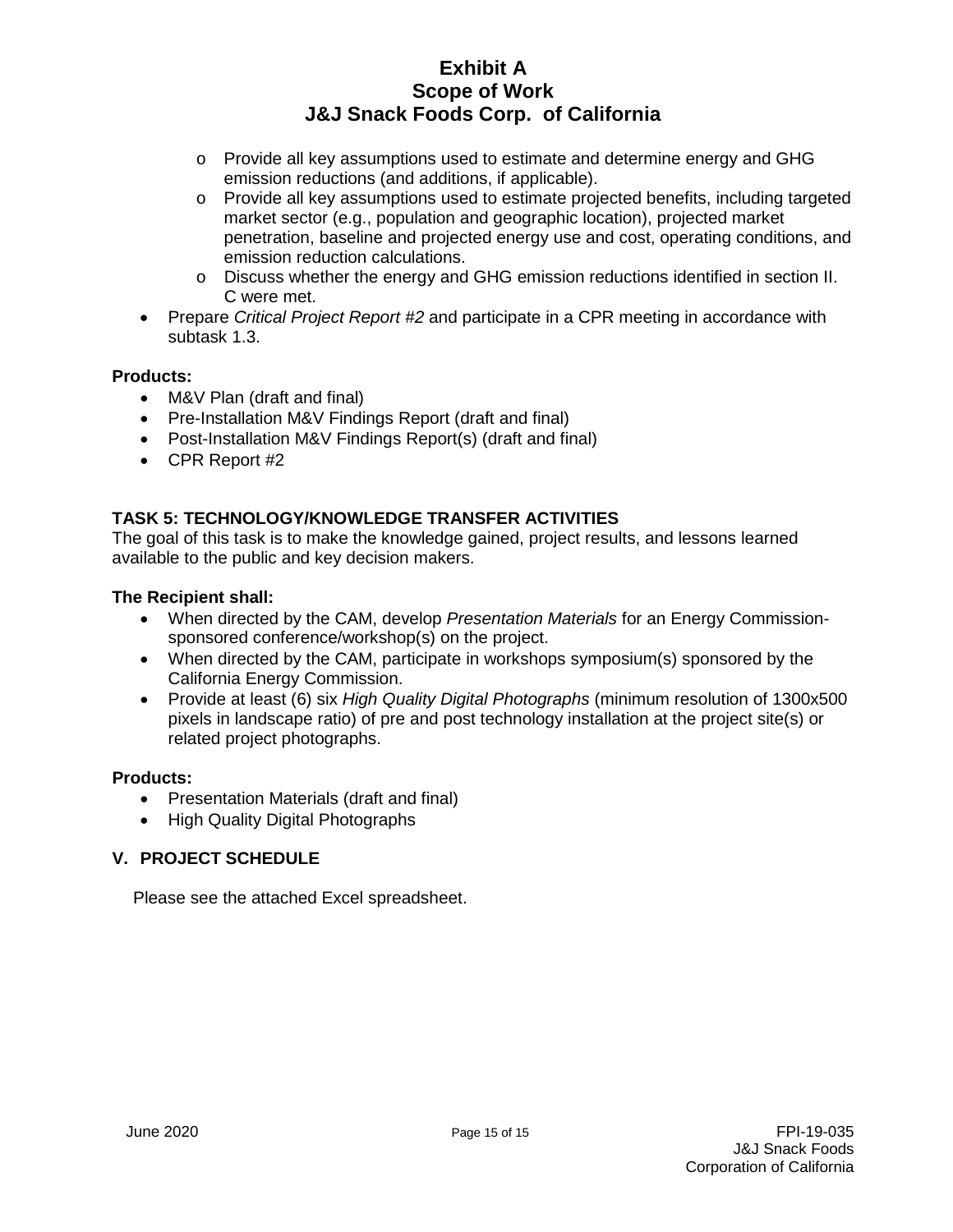- Provide all key assumptions used to estimate and determine energy and GHG emission reductions (and additions, if applicable).
    - Provide all key assumptions used to estimate projected benefits, including targeted market sector (e.g., population and geographic location), projected market penetration, baseline and projected energy use and cost, operating conditions, and emission reduction calculations.
    - Discuss whether the energy and GHG emission reductions identified in section II. C were met.
- Prepare *Critical Project Report #2* and participate in a CPR meeting in accordance with subtask 1.3.

**Products:**

- M&V Plan (draft and final)
- Pre-Installation M&V Findings Report (draft and final)
- Post-Installation M&V Findings Report(s) (draft and final)
- CPR Report #2

### TASK 5: TECHNOLOGY/KNOWLEDGE TRANSFER ACTIVITIES

The goal of this task is to make the knowledge gained, project results, and lessons learned available to the public and key decision makers.

**The Recipient shall:**

- When directed by the CAM, develop *Presentation Materials* for an Energy Commission-sponsored conference/workshop(s) on the project.
- When directed by the CAM, participate in workshops symposium(s) sponsored by the California Energy Commission.
- Provide at least (6) six *High Quality Digital Photographs* (minimum resolution of 1300x500 pixels in landscape ratio) of pre and post technology installation at the project site(s) or related project photographs.

**Products:**

- Presentation Materials (draft and final)
- High Quality Digital Photographs

## V. PROJECT SCHEDULE

Please see the attached Excel spreadsheet.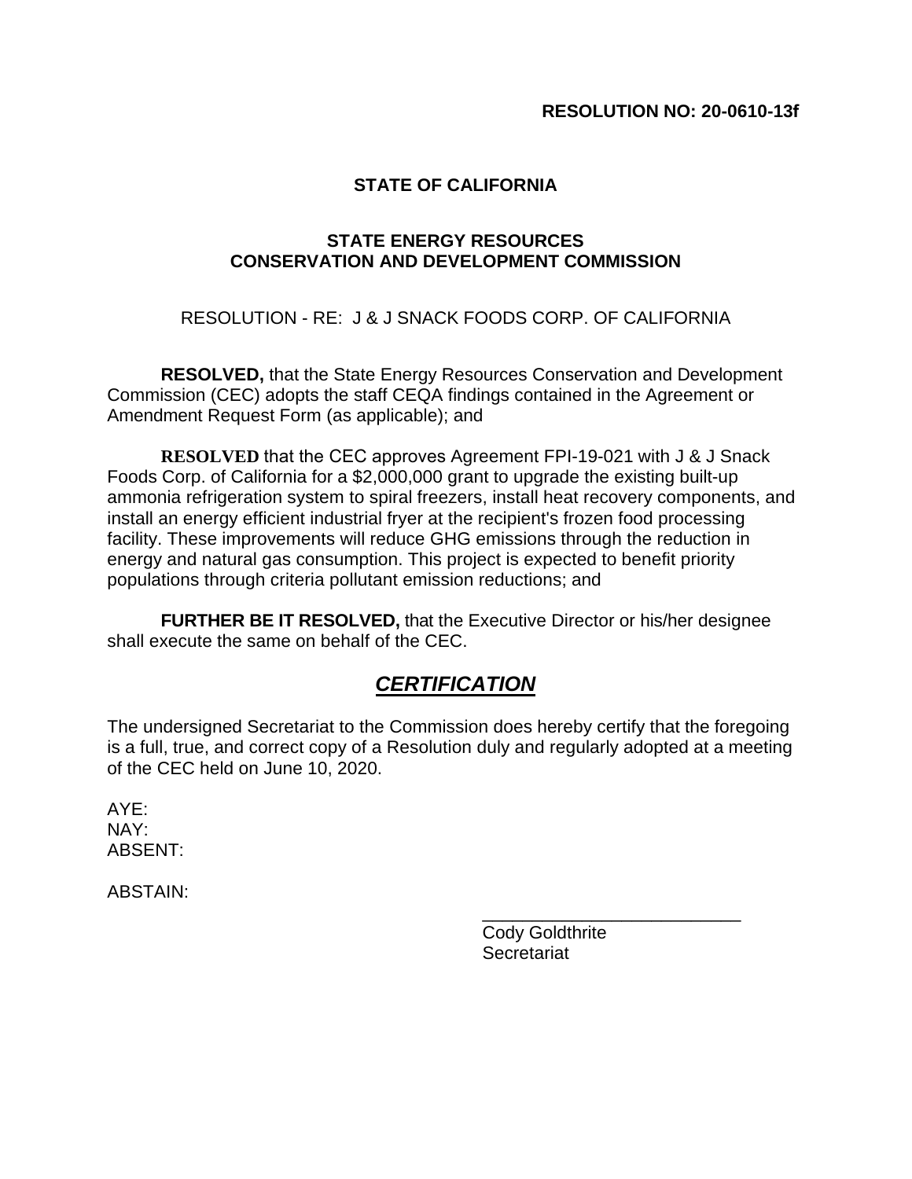**RESOLUTION NO: 20-0610-13f**

**STATE OF CALIFORNIA**

**STATE ENERGY RESOURCES**
**CONSERVATION AND DEVELOPMENT COMMISSION**

RESOLUTION - RE: J & J SNACK FOODS CORP. OF CALIFORNIA

**RESOLVED,** that the State Energy Resources Conservation and Development Commission (CEC) adopts the staff CEQA findings contained in the Agreement or Amendment Request Form (as applicable); and

**RESOLVED** that the CEC approves Agreement FPI-19-021 with J & J Snack Foods Corp. of California for a $2,000,000 grant to upgrade the existing built-up ammonia refrigeration system to spiral freezers, install heat recovery components, and install an energy efficient industrial fryer at the recipient's frozen food processing facility. These improvements will reduce GHG emissions through the reduction in energy and natural gas consumption. This project is expected to benefit priority populations through criteria pollutant emission reductions; and

**FURTHER BE IT RESOLVED,** that the Executive Director or his/her designee shall execute the same on behalf of the CEC.

## ***CERTIFICATION***

The undersigned Secretariat to the Commission does hereby certify that the foregoing is a full, true, and correct copy of a Resolution duly and regularly adopted at a meeting of the CEC held on June 10, 2020.

AYE:
NAY:
ABSENT:

ABSTAIN:

___________________________
Cody Goldthrite
Secretariat